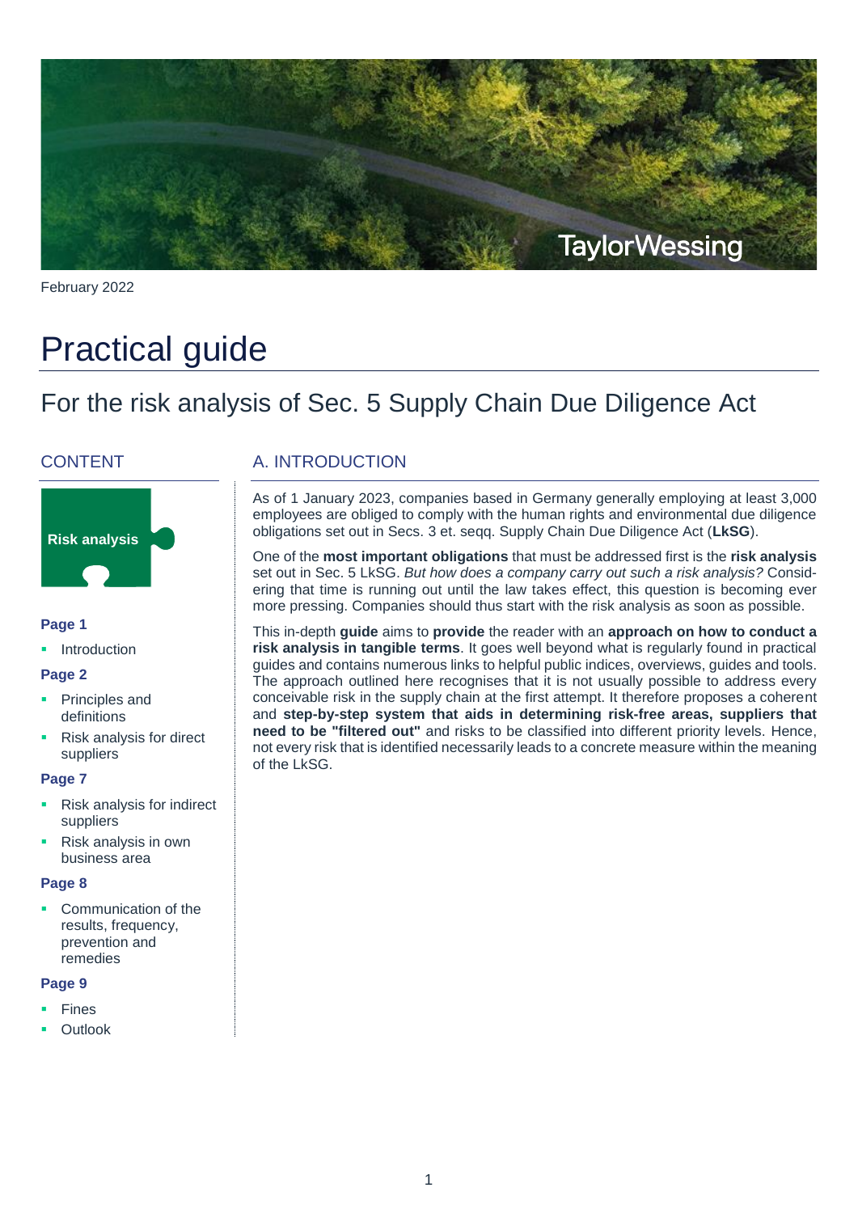February 2022

# Practical guide

## For the risk analysis of Sec. 5 Supply Chain Due Diligence Act

### CONTENT

**Risk analysis**

**Page 1**

- Introduction

**Page 2**

- Principles and definitions
- Risk analysis for direct suppliers

**Page 7**

- Risk analysis for indirect suppliers
- Risk analysis in own business area

**Page 8**

- Communication of the results, frequency, prevention and remedies

**Page 9**

- Fines
- Outlook

### A. INTRODUCTION

As of 1 January 2023, companies based in Germany generally employing at least 3,000 employees are obliged to comply with the human rights and environmental due diligence obligations set out in Secs. 3 et. seqq. Supply Chain Due Diligence Act (**LkSG**).

One of the **most important obligations** that must be addressed first is the **risk analysis** set out in Sec. 5 LkSG. *But how does a company carry out such a risk analysis?* Considering that time is running out until the law takes effect, this question is becoming ever more pressing. Companies should thus start with the risk analysis as soon as possible.

This in-depth **guide** aims to **provide** the reader with an **approach on how to conduct a risk analysis in tangible terms**. It goes well beyond what is regularly found in practical guides and contains numerous links to helpful public indices, overviews, guides and tools. The approach outlined here recognises that it is not usually possible to address every conceivable risk in the supply chain at the first attempt. It therefore proposes a coherent and **step-by-step system that aids in determining risk-free areas, suppliers that need to be "filtered out"** and risks to be classified into different priority levels. Hence, not every risk that is identified necessarily leads to a concrete measure within the meaning of the LkSG.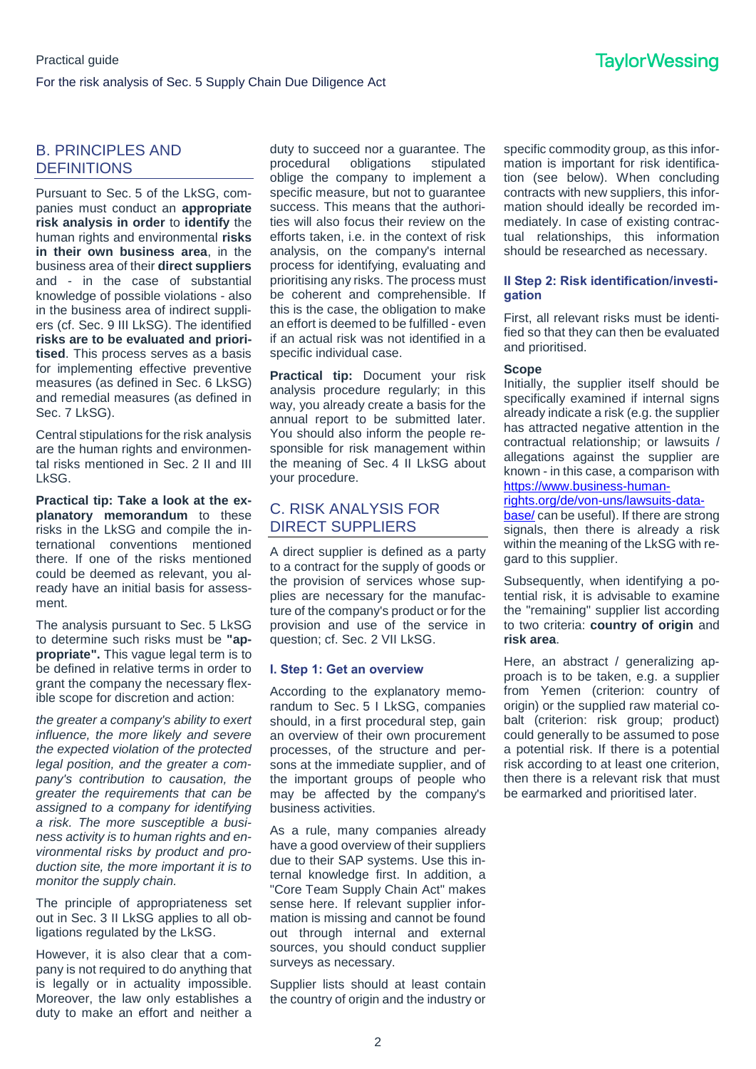## B. PRINCIPLES AND DEFINITIONS

Pursuant to Sec. 5 of the LkSG, companies must conduct an **appropriate risk analysis in order** to **identify** the human rights and environmental **risks in their own business area**, in the business area of their **direct suppliers** and - in the case of substantial knowledge of possible violations - also in the business area of indirect suppliers (cf. Sec. 9 III LkSG). The identified **risks are to be evaluated and prioritised**. This process serves as a basis for implementing effective preventive measures (as defined in Sec. 6 LkSG) and remedial measures (as defined in Sec. 7 LkSG).

Central stipulations for the risk analysis are the human rights and environmental risks mentioned in Sec. 2 II and III LkSG.

**Practical tip: Take a look at the explanatory memorandum** to these risks in the LkSG and compile the international conventions mentioned there. If one of the risks mentioned could be deemed as relevant, you already have an initial basis for assessment.

The analysis pursuant to Sec. 5 LkSG to determine such risks must be **"appropriate".** This vague legal term is to be defined in relative terms in order to grant the company the necessary flexible scope for discretion and action:

*the greater a company's ability to exert influence, the more likely and severe the expected violation of the protected legal position, and the greater a company's contribution to causation, the greater the requirements that can be assigned to a company for identifying a risk. The more susceptible a business activity is to human rights and environmental risks by product and production site, the more important it is to monitor the supply chain.*

The principle of appropriateness set out in Sec. 3 II LkSG applies to all obligations regulated by the LkSG.

However, it is also clear that a company is not required to do anything that is legally or in actuality impossible. Moreover, the law only establishes a duty to make an effort and neither a duty to succeed nor a guarantee. The procedural obligations stipulated oblige the company to implement a specific measure, but not to guarantee success. This means that the authorities will also focus their review on the efforts taken, i.e. in the context of risk analysis, on the company's internal process for identifying, evaluating and prioritising any risks. The process must be coherent and comprehensible. If this is the case, the obligation to make an effort is deemed to be fulfilled - even if an actual risk was not identified in a specific individual case.

**Practical tip:** Document your risk analysis procedure regularly; in this way, you already create a basis for the annual report to be submitted later. You should also inform the people responsible for risk management within the meaning of Sec. 4 II LkSG about your procedure.

## C. RISK ANALYSIS FOR DIRECT SUPPLIERS

A direct supplier is defined as a party to a contract for the supply of goods or the provision of services whose supplies are necessary for the manufacture of the company's product or for the provision and use of the service in question; cf. Sec. 2 VII LkSG.

### I. Step 1: Get an overview

According to the explanatory memorandum to Sec. 5 I LkSG, companies should, in a first procedural step, gain an overview of their own procurement processes, of the structure and persons at the immediate supplier, and of the important groups of people who may be affected by the company's business activities.

As a rule, many companies already have a good overview of their suppliers due to their SAP systems. Use this internal knowledge first. In addition, a "Core Team Supply Chain Act" makes sense here. If relevant supplier information is missing and cannot be found out through internal and external sources, you should conduct supplier surveys as necessary.

Supplier lists should at least contain the country of origin and the industry or specific commodity group, as this information is important for risk identification (see below). When concluding contracts with new suppliers, this information should ideally be recorded immediately. In case of existing contractual relationships, this information should be researched as necessary.

### II Step 2: Risk identification/investigation

First, all relevant risks must be identified so that they can then be evaluated and prioritised.

**Scope**

Initially, the supplier itself should be specifically examined if internal signs already indicate a risk (e.g. the supplier has attracted negative attention in the contractual relationship; or lawsuits / allegations against the supplier are known - in this case, a comparison with https://www.business-human-rights.org/de/von-uns/lawsuits-data-base/ can be useful). If there are strong signals, then there is already a risk within the meaning of the LkSG with regard to this supplier.

Subsequently, when identifying a potential risk, it is advisable to examine the "remaining" supplier list according to two criteria: **country of origin** and **risk area**.

Here, an abstract / generalizing approach is to be taken, e.g. a supplier from Yemen (criterion: country of origin) or the supplied raw material cobalt (criterion: risk group; product) could generally to be assumed to pose a potential risk. If there is a potential risk according to at least one criterion, then there is a relevant risk that must be earmarked and prioritised later.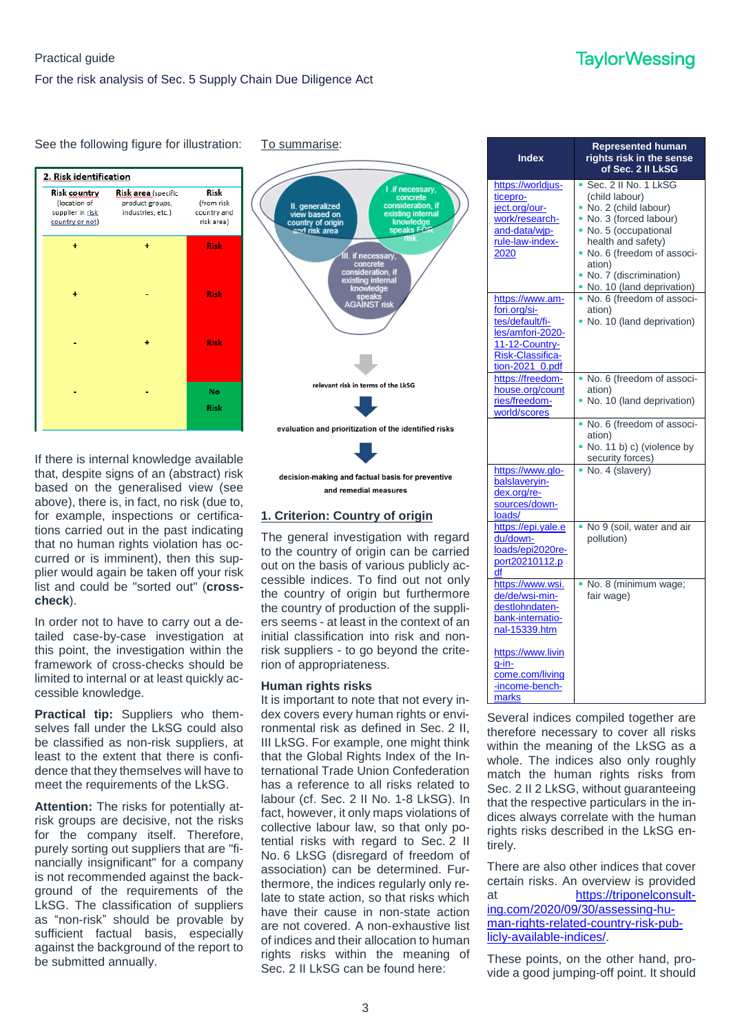See the following figure for illustration:

**2. Risk identification**

| Risk country (location of supplier in risk country or not) | Risk area (specific product groups, industries, etc.) | Risk (from risk country and risk area) |
|---|---|---|
| + | + | Risk |
| + | - | Risk |
| - | + | Risk |
| - | - | No Risk |

If there is internal knowledge available that, despite signs of an (abstract) risk based on the generalised view (see above), there is, in fact, no risk (due to, for example, inspections or certifications carried out in the past indicating that no human rights violation has occurred or is imminent), then this supplier would again be taken off your risk list and could be "sorted out" (**cross-check**).

In order not to have to carry out a detailed case-by-case investigation at this point, the investigation within the framework of cross-checks should be limited to internal or at least quickly accessible knowledge.

**Practical tip:** Suppliers who themselves fall under the LkSG could also be classified as non-risk suppliers, at least to the extent that there is confidence that they themselves will have to meet the requirements of the LkSG.

**Attention:** The risks for potentially at-risk groups are decisive, not the risks for the company itself. Therefore, purely sorting out suppliers that are "financially insignificant" for a company is not recommended against the background of the requirements of the LkSG. The classification of suppliers as "non-risk" should be provable by sufficient factual basis, especially against the background of the report to be submitted annually.

To summarise:

- II. generalized view based on country of origin and risk area
- I. if necessary, concrete consideration, if existing internal knowledge speaks FOR risk.
- III. if necessary, concrete consideration, if existing internal knowledge speaks AGAINST risk

relevant risk in terms of the LkSG

evaluation and prioritization of the identified risks

decision-making and factual basis for preventive and remedial measures

## 1. Criterion: Country of origin

The general investigation with regard to the country of origin can be carried out on the basis of various publicly accessible indices. To find out not only the country of origin but furthermore the country of production of the suppliers seems - at least in the context of an initial classification into risk and non-risk suppliers - to go beyond the criterion of appropriateness.

### Human rights risks

It is important to note that not every index covers every human rights or environmental risk as defined in Sec. 2 II, III LkSG. For example, one might think that the Global Rights Index of the International Trade Union Confederation has a reference to all risks related to labour (cf. Sec. 2 II No. 1-8 LkSG). In fact, however, it only maps violations of collective labour law, so that only potential risks with regard to Sec. 2 II No. 6 LkSG (disregard of freedom of association) can be determined. Furthermore, the indices regularly only relate to state action, so that risks which have their cause in non-state action are not covered. A non-exhaustive list of indices and their allocation to human rights risks within the meaning of Sec. 2 II LkSG can be found here:

| Index | Represented human rights risk in the sense of Sec. 2 II LkSG |
|---|---|
| https://worldjusticeproject.org/our-work/research-and-data/wjp-rule-law-index-2020 | ▪ Sec. 2 II No. 1 LkSG (child labour)<br>▪ No. 2 (child labour)<br>▪ No. 3 (forced labour)<br>▪ No. 5 (occupational health and safety)<br>▪ No. 6 (freedom of association)<br>▪ No. 7 (discrimination)<br>▪ No. 10 (land deprivation) |
| https://www.amfori.org/sites/default/files/amfori-2020-11-12-Country-Risk-Classification-2021_0.pdf | ▪ No. 6 (freedom of association)<br>▪ No. 10 (land deprivation) |
| https://freedomhouse.org/countries/freedom-world/scores | ▪ No. 6 (freedom of association)<br>▪ No. 10 (land deprivation) |
| | ▪ No. 6 (freedom of association)<br>▪ No. 11 b) c) (violence by security forces) |
| https://www.globalslaveryindex.org/resources/downloads/ | ▪ No. 4 (slavery) |
| https://epi.yale.edu/downloads/epi2020report20210112.pdf | ▪ No 9 (soil, water and air pollution) |
| https://www.wsi.de/de/wsi-mindestlohndatenbank-internationale-15339.htm<br><br>https://www.living-income.com/living-income-benchmarks | ▪ No. 8 (minimum wage; fair wage) |

Several indices compiled together are therefore necessary to cover all risks within the meaning of the LkSG as a whole. The indices also only roughly match the human rights risks from Sec. 2 II 2 LkSG, without guaranteeing that the respective particulars in the indices always correlate with the human rights risks described in the LkSG entirely.

There are also other indices that cover certain risks. An overview is provided at https://triponelconsulting.com/2020/09/30/assessing-human-rights-related-country-risk-publicly-available-indices/.

These points, on the other hand, provide a good jumping-off point. It should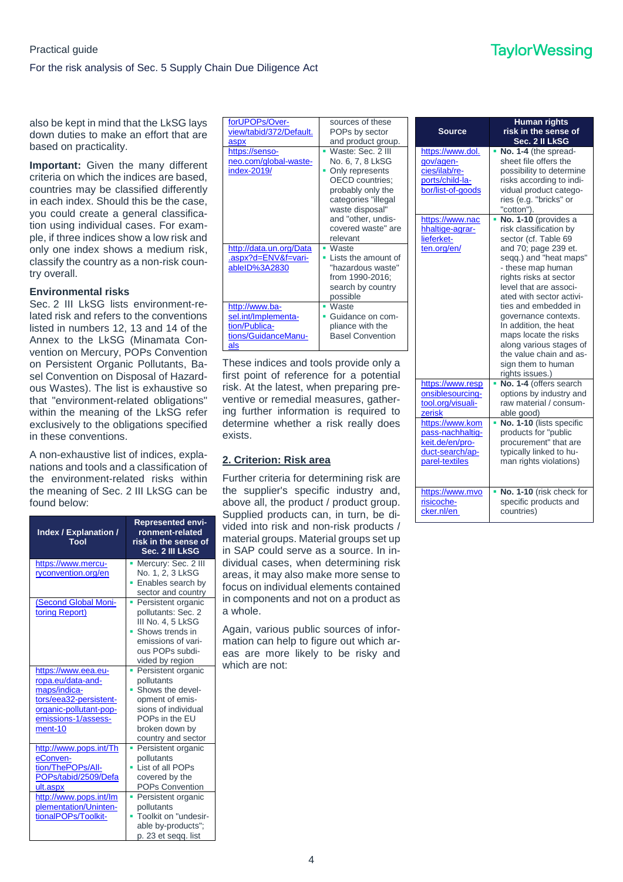also be kept in mind that the LkSG lays down duties to make an effort that are based on practicality.

**Important:** Given the many different criteria on which the indices are based, countries may be classified differently in each index. Should this be the case, you could create a general classification using individual cases. For example, if three indices show a low risk and only one index shows a medium risk, classify the country as a non-risk country overall.

**Environmental risks**

Sec. 2 III LkSG lists environment-related risk and refers to the conventions listed in numbers 12, 13 and 14 of the Annex to the LkSG (Minamata Convention on Mercury, POPs Convention on Persistent Organic Pollutants, Basel Convention on Disposal of Hazardous Wastes). The list is exhaustive so that "environment-related obligations" within the meaning of the LkSG refer exclusively to the obligations specified in these conventions.

A non-exhaustive list of indices, explanations and tools and a classification of the environment-related risks within the meaning of Sec. 2 III LkSG can be found below:

| Index / Explanation / Tool | Represented environment-related risk in the sense of Sec. 2 III LkSG |
|---|---|
| https://www.mercuryconvention.org/en | ▪ Mercury: Sec. 2 III No. 1, 2, 3 LkSG<br>▪ Enables search by sector and country |
| (Second Global Monitoring Report) | ▪ Persistent organic pollutants: Sec. 2 III No. 4, 5 LkSG<br>▪ Shows trends in emissions of various POPs subdivided by region |
| https://www.eea.europa.eu/data-and-maps/indicators/eea32-persistent-organic-pollutant-pop-emissions-1/assessment-10 | ▪ Persistent organic pollutants<br>▪ Shows the development of emissions of individual POPs in the EU broken down by country and sector |
| http://www.pops.int/TheConvention/ThePOPs/AllPOPs/tabid/2509/Default.aspx | ▪ Persistent organic pollutants<br>▪ List of all POPs covered by the POPs Convention |
| http://www.pops.int/Implementation/UnintentionalPOPs/Toolkit-forUPOPs/Overview/tabid/372/Default.aspx | ▪ Persistent organic pollutants<br>▪ Toolkit on "undesirable by-products"; p. 23 et seqq. list sources of these POPs by sector and product group. |
| https://sensoneo.com/global-waste-index-2019/ | ▪ Waste: Sec. 2 III No. 6, 7, 8 LkSG<br>▪ Only represents OECD countries; probably only the categories "illegal waste disposal" and "other, undiscovered waste" are relevant |
| http://data.un.org/Data.aspx?d=ENV&f=variableID%3A2830 | ▪ Waste<br>▪ Lists the amount of "hazardous waste" from 1990-2016; search by country possible |
| http://www.basel.int/Implementation/Publications/GuidanceManuals | ▪ Waste<br>▪ Guidance on compliance with the Basel Convention |

These indices and tools provide only a first point of reference for a potential risk. At the latest, when preparing preventive or remedial measures, gathering further information is required to determine whether a risk really does exists.

## 2. Criterion: Risk area

Further criteria for determining risk are the supplier's specific industry and, above all, the product / product group. Supplied products can, in turn, be divided into risk and non-risk products / material groups. Material groups set up in SAP could serve as a source. In individual cases, when determining risk areas, it may also make more sense to focus on individual elements contained in components and not on a product as a whole.

Again, various public sources of information can help to figure out which areas are more likely to be risky and which are not:

| Source | Human rights risk in the sense of Sec. 2 II LkSG |
|---|---|
| https://www.dol.gov/agencies/ilab/reports/child-labor/list-of-goods | ▪ **No. 1-4** (the spreadsheet file offers the possibility to determine risks according to individual product categories (e.g. "bricks" or "cotton"). |
| https://www.nachhaltige-agrarlieferketten.org/en/ | ▪ **No. 1-10** (provides a risk classification by sector (cf. Table 69 and 70; page 239 et. seqq.) and "heat maps" - these map human rights risks at sector level that are associated with sector activities and embedded in governance contexts. In addition, the heat maps locate the risks along various stages of the value chain and assign them to human rights issues.) |
| https://www.responsiblesourcingtool.org/visualizerisk | ▪ **No. 1-4** (offers search options by industry and raw material / consumable good) |
| https://www.kompass-nachhaltigkeit.de/en/product-search/apparel-textiles | ▪ **No. 1-10** (lists specific products for "public procurement" that are typically linked to human rights violations) |
| https://www.mvorisicochecker.nl/en | ▪ **No. 1-10** (risk check for specific products and countries) |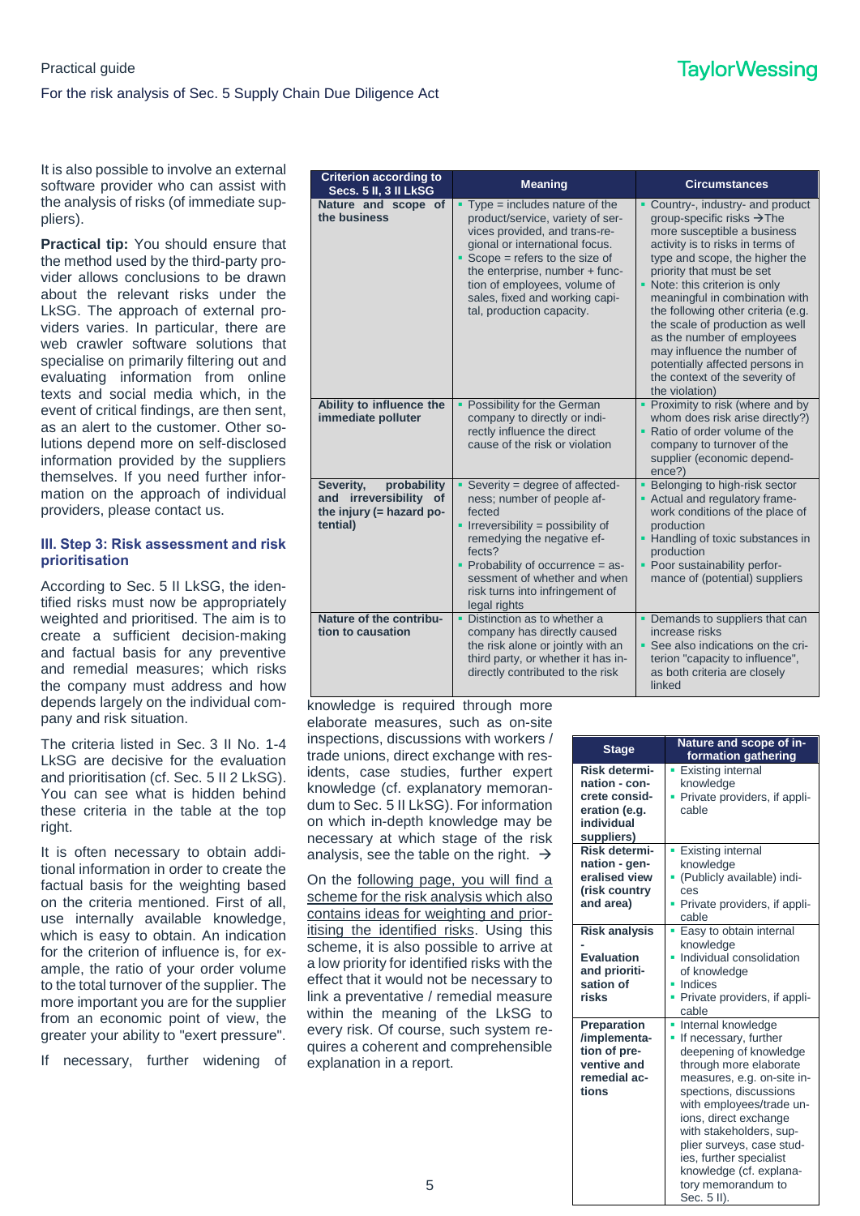It is also possible to involve an external software provider who can assist with the analysis of risks (of immediate suppliers).

**Practical tip:** You should ensure that the method used by the third-party provider allows conclusions to be drawn about the relevant risks under the LkSG. The approach of external providers varies. In particular, there are web crawler software solutions that specialise on primarily filtering out and evaluating information from online texts and social media which, in the event of critical findings, are then sent, as an alert to the customer. Other solutions depend more on self-disclosed information provided by the suppliers themselves. If you need further information on the approach of individual providers, please contact us.

### III. Step 3: Risk assessment and risk prioritisation

According to Sec. 5 II LkSG, the identified risks must now be appropriately weighted and prioritised. The aim is to create a sufficient decision-making and factual basis for any preventive and remedial measures; which risks the company must address and how depends largely on the individual company and risk situation.

The criteria listed in Sec. 3 II No. 1-4 LkSG are decisive for the evaluation and prioritisation (cf. Sec. 5 II 2 LkSG). You can see what is hidden behind these criteria in the table at the top right.

| Criterion according to Secs. 5 II, 3 II LkSG | Meaning | Circumstances |
|---|---|---|
| **Nature and scope of the business** | ▪ Type = includes nature of the product/service, variety of services provided, and trans-regional or international focus.<br>▪ Scope = refers to the size of the enterprise, number + function of employees, volume of sales, fixed and working capital, production capacity. | ▪ Country-, industry- and product group-specific risks → The more susceptible a business activity is to risks in terms of type and scope, the higher the priority that must be set<br>▪ Note: this criterion is only meaningful in combination with the following other criteria (e.g. the scale of production as well as the number of employees may influence the number of potentially affected persons in the context of the severity of the violation) |
| **Ability to influence the immediate polluter** | ▪ Possibility for the German company to directly or indirectly influence the direct cause of the risk or violation | ▪ Proximity to risk (where and by whom does risk arise directly?)<br>▪ Ratio of order volume of the company to turnover of the supplier (economic dependence?) |
| **Severity, probability and irreversibility of the injury (= hazard potential)** | ▪ Severity = degree of affectedness; number of people affected<br>▪ Irreversibility = possibility of remedying the negative effects?<br>▪ Probability of occurrence = assessment of whether and when risk turns into infringement of legal rights | ▪ Belonging to high-risk sector<br>▪ Actual and regulatory framework conditions of the place of production<br>▪ Handling of toxic substances in production<br>▪ Poor sustainability performance of (potential) suppliers |
| **Nature of the contribution to causation** | ▪ Distinction as to whether a company has directly caused the risk alone or jointly with an third party, or whether it has indirectly contributed to the risk | ▪ Demands to suppliers that can increase risks<br>▪ See also indications on the criterion "capacity to influence", as both criteria are closely linked |

It is often necessary to obtain additional information in order to create the factual basis for the weighting based on the criteria mentioned. First of all, use internally available knowledge, which is easy to obtain. An indication for the criterion of influence is, for example, the ratio of your order volume to the total turnover of the supplier. The more important you are for the supplier from an economic point of view, the greater your ability to "exert pressure".

If necessary, further widening of knowledge is required through more elaborate measures, such as on-site inspections, discussions with workers / trade unions, direct exchange with residents, case studies, further expert knowledge (cf. explanatory memorandum to Sec. 5 II LkSG). For information on which in-depth knowledge may be necessary at which stage of the risk analysis, see the table on the right. →

On the following page, you will find a scheme for the risk analysis which also contains ideas for weighting and prioritising the identified risks. Using this scheme, it is also possible to arrive at a low priority for identified risks with the effect that it would not be necessary to link a preventative / remedial measure within the meaning of the LkSG to every risk. Of course, such system requires a coherent and comprehensible explanation in a report.

| Stage | Nature and scope of information gathering |
|---|---|
| **Risk determination - concrete consideration (e.g. individual suppliers)** | ▪ Existing internal knowledge<br>▪ Private providers, if applicable |
| **Risk determination - generalised view (risk country and area)** | ▪ Existing internal knowledge<br>▪ (Publicly available) indices<br>▪ Private providers, if applicable |
| **Risk analysis - Evaluation and prioritisation of risks** | ▪ Easy to obtain internal knowledge<br>▪ Individual consolidation of knowledge<br>▪ Indices<br>▪ Private providers, if applicable |
| **Preparation /implementation of preventive and remedial actions** | ▪ Internal knowledge<br>▪ If necessary, further deepening of knowledge through more elaborate measures, e.g. on-site inspections, discussions with employees/trade unions, direct exchange with stakeholders, supplier surveys, case studies, further specialist knowledge (cf. explanatory memorandum to Sec. 5 II). |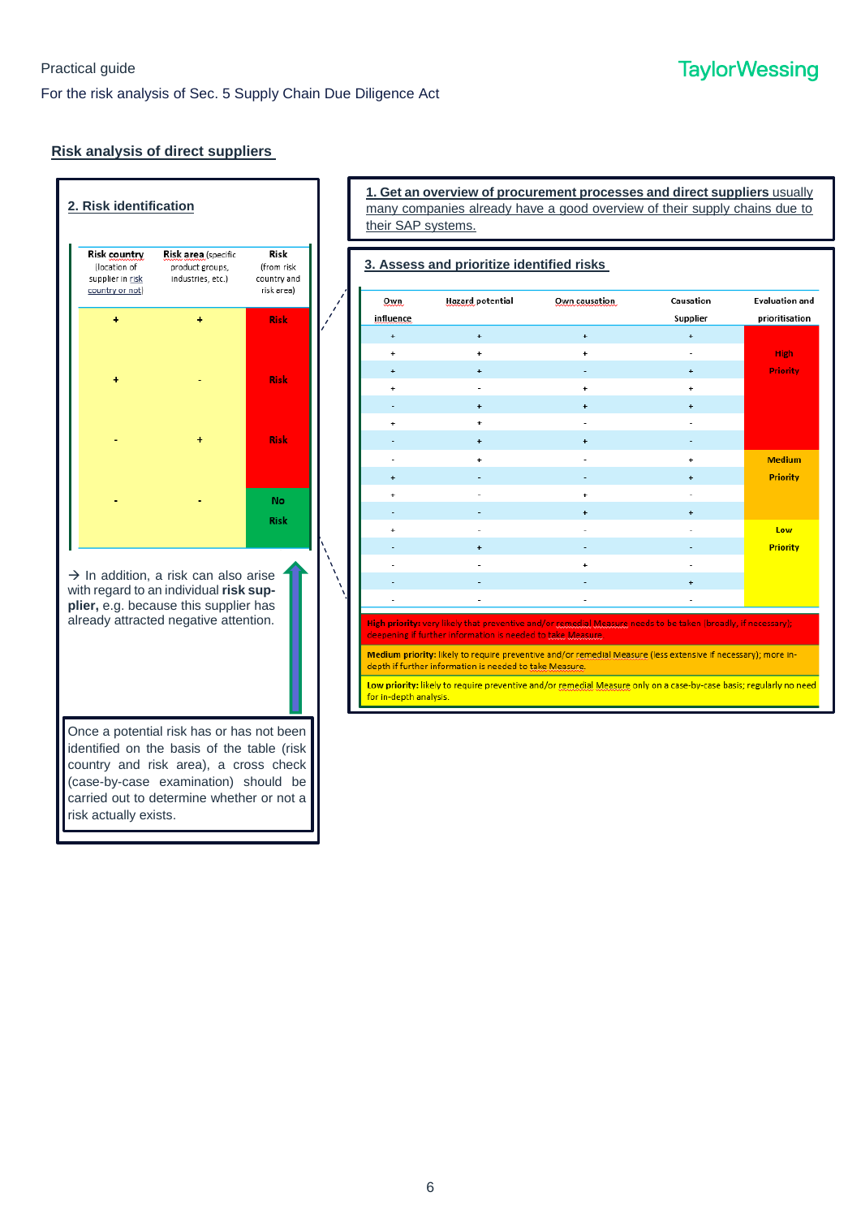## Risk analysis of direct suppliers

### 1. Get an overview of procurement processes and direct suppliers

usually many companies already have a good overview of their supply chains due to their SAP systems.

### 2. Risk identification

| Risk country (location of supplier in risk country or not) | Risk area (specific product groups, industries, etc.) | Risk (from risk country and risk area) |
|---|---|---|
| + | + | Risk |
| + | - | Risk |
| - | + | Risk |
| - | - | No Risk |

→ In addition, a risk can also arise with regard to an individual **risk supplier,** e.g. because this supplier has already attracted negative attention.

Once a potential risk has or has not been identified on the basis of the table (risk country and risk area), a cross check (case-by-case examination) should be carried out to determine whether or not a risk actually exists.

### 3. Assess and prioritize identified risks

| Own influence | Hazard potential | Own causation | Causation Supplier | Evaluation and prioritisation |
|---|---|---|---|---|
| + | + | + | + | High Priority |
| + | + | + | - | High Priority |
| + | + | - | + | High Priority |
| + | - | + | + | High Priority |
| - | + | + | + | High Priority |
| + | + | - | - | High Priority |
| - | + | + | - | High Priority |
| - | + | - | + | Medium Priority |
| + | - | - | + | Medium Priority |
| + | - | + | - | Medium Priority |
| - | - | + | + | Medium Priority |
| + | - | - | - | Low Priority |
| - | + | - | - | Low Priority |
| - | - | + | - | Low Priority |
| - | - | - | + | Low Priority |
| - | - | - | - | Low Priority |

**High priority:** very likely that preventive and/or remedial Measure needs to be taken (broadly, if necessary); deepening if further information is needed to take Measure

**Medium priority:** likely to require preventive and/or remedial Measure (less extensive if necessary); more in-depth if further information is needed to take Measure.

**Low priority:** likely to require preventive and/or remedial Measure only on a case-by-case basis; regularly no need for in-depth analysis.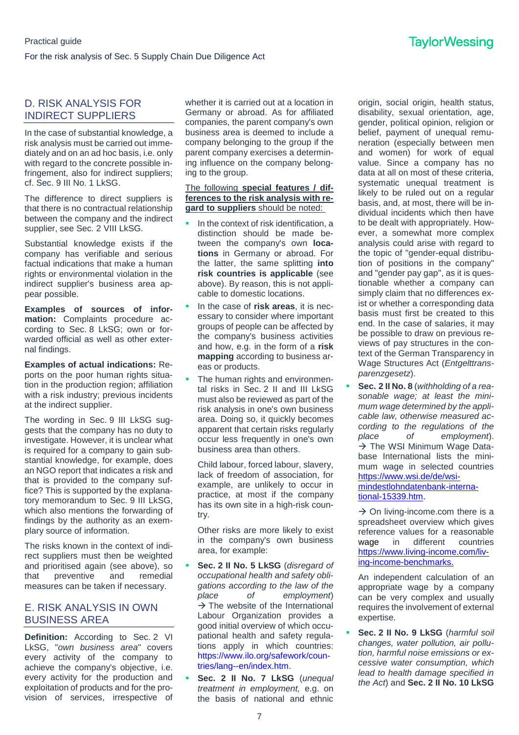## D. RISK ANALYSIS FOR INDIRECT SUPPLIERS

In the case of substantial knowledge, a risk analysis must be carried out immediately and on an ad hoc basis, i.e. only with regard to the concrete possible infringement, also for indirect suppliers; cf. Sec. 9 III No. 1 LkSG.

The difference to direct suppliers is that there is no contractual relationship between the company and the indirect supplier, see Sec. 2 VIII LkSG.

Substantial knowledge exists if the company has verifiable and serious factual indications that make a human rights or environmental violation in the indirect supplier's business area appear possible.

**Examples of sources of information:** Complaints procedure according to Sec. 8 LkSG; own or forwarded official as well as other external findings.

**Examples of actual indications:** Reports on the poor human rights situation in the production region; affiliation with a risk industry; previous incidents at the indirect supplier.

The wording in Sec. 9 III LkSG suggests that the company has no duty to investigate. However, it is unclear what is required for a company to gain substantial knowledge, for example, does an NGO report that indicates a risk and that is provided to the company suffice? This is supported by the explanatory memorandum to Sec. 9 III LkSG, which also mentions the forwarding of findings by the authority as an exemplary source of information.

The risks known in the context of indirect suppliers must then be weighted and prioritised again (see above), so that preventive and remedial measures can be taken if necessary.

## E. RISK ANALYSIS IN OWN BUSINESS AREA

**Definition:** According to Sec. 2 VI LkSG, "*own business area*" covers every activity of the company to achieve the company's objective, i.e. every activity for the production and exploitation of products and for the provision of services, irrespective of whether it is carried out at a location in Germany or abroad. As for affiliated companies, the parent company's own business area is deemed to include a company belonging to the group if the parent company exercises a determining influence on the company belonging to the group.

The following **special features / differences to the risk analysis with regard to suppliers** should be noted:

- In the context of risk identification, a distinction should be made between the company's own **locations** in Germany or abroad. For the latter, the same splitting **into risk countries is applicable** (see above). By reason, this is not applicable to domestic locations.
- In the case of **risk areas**, it is necessary to consider where important groups of people can be affected by the company's business activities and how, e.g. in the form of a **risk mapping** according to business areas or products.
- The human rights and environmental risks in Sec. 2 II and III LkSG must also be reviewed as part of the risk analysis in one's own business area. Doing so, it quickly becomes apparent that certain risks regularly occur less frequently in one's own business area than others.

  Child labour, forced labour, slavery, lack of freedom of association, for example, are unlikely to occur in practice, at most if the company has its own site in a high-risk country.

  Other risks are more likely to exist in the company's own business area, for example:

- **Sec. 2 II No. 5 LkSG** (*disregard of occupational health and safety obligations according to the law of the place of employment*) → The website of the International Labour Organization provides a good initial overview of which occupational health and safety regulations apply in which countries: https://www.ilo.org/safework/countries/lang--en/index.htm.
- **Sec. 2 II No. 7 LkSG** (*unequal treatment in employment,* e.g. on the basis of national and ethnic origin, social origin, health status, disability, sexual orientation, age, gender, political opinion, religion or belief, payment of unequal remuneration (especially between men and women) for work of equal value. Since a company has no data at all on most of these criteria, systematic unequal treatment is likely to be ruled out on a regular basis, and, at most, there will be individual incidents which then have to be dealt with appropriately. However, a somewhat more complex analysis could arise with regard to the topic of "gender-equal distribution of positions in the company" and "gender pay gap", as it is questionable whether a company can simply claim that no differences exist or whether a corresponding data basis must first be created to this end. In the case of salaries, it may be possible to draw on previous reviews of pay structures in the context of the German Transparency in Wage Structures Act (*Entgelttransparenzgesetz*).
- **Sec. 2 II No. 8** (*withholding of a reasonable wage; at least the minimum wage determined by the applicable law, otherwise measured according to the regulations of the place of employment*). → The WSI Minimum Wage Database International lists the minimum wage in selected countries https://www.wsi.de/de/wsi-mindestlohndatenbank-international-15339.htm.

  → On living-income.com there is a spreadsheet overview which gives reference values for a reasonable wage in different countries https://www.living-income.com/living-income-benchmarks.

  An independent calculation of an appropriate wage by a company can be very complex and usually requires the involvement of external expertise.
- **Sec. 2 II No. 9 LkSG** (*harmful soil changes, water pollution, air pollution, harmful noise emissions or excessive water consumption, which lead to health damage specified in the Act*) and **Sec. 2 II No. 10 LkSG**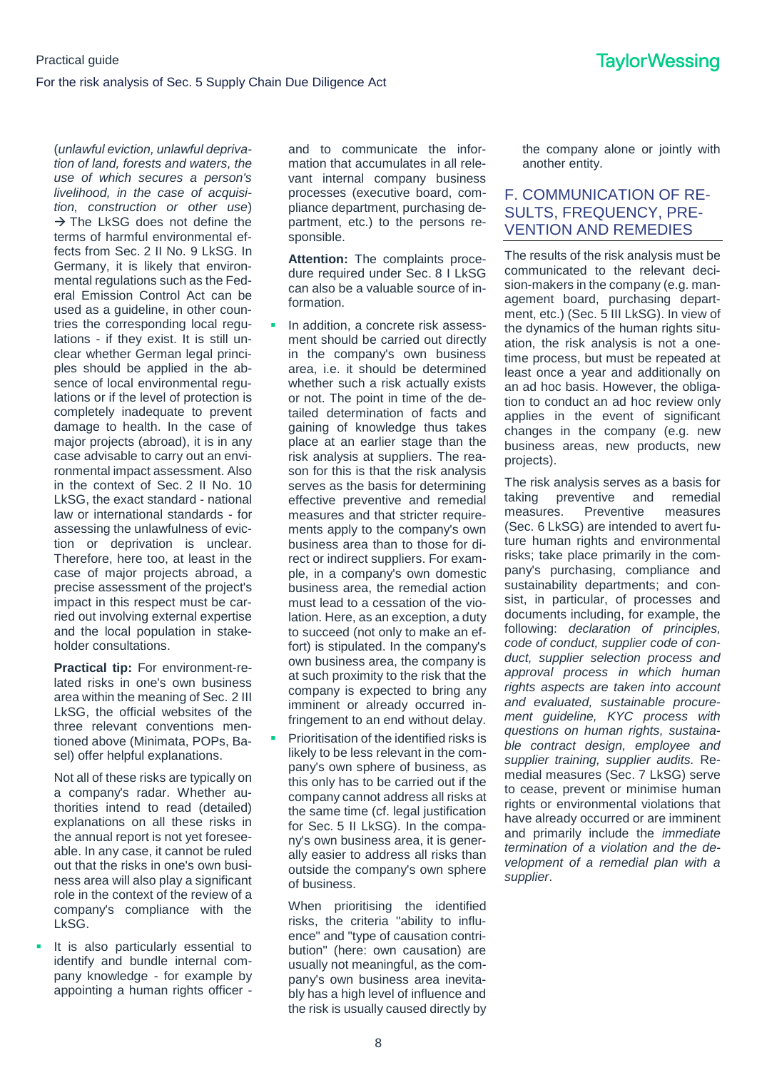(*unlawful eviction, unlawful deprivation of land, forests and waters, the use of which secures a person's livelihood, in the case of acquisition, construction or other use*) → The LkSG does not define the terms of harmful environmental effects from Sec. 2 II No. 9 LkSG. In Germany, it is likely that environmental regulations such as the Federal Emission Control Act can be used as a guideline, in other countries the corresponding local regulations - if they exist. It is still unclear whether German legal principles should be applied in the absence of local environmental regulations or if the level of protection is completely inadequate to prevent damage to health. In the case of major projects (abroad), it is in any case advisable to carry out an environmental impact assessment. Also in the context of Sec. 2 II No. 10 LkSG, the exact standard - national law or international standards - for assessing the unlawfulness of eviction or deprivation is unclear. Therefore, here too, at least in the case of major projects abroad, a precise assessment of the project's impact in this respect must be carried out involving external expertise and the local population in stakeholder consultations.

**Practical tip:** For environment-related risks in one's own business area within the meaning of Sec. 2 III LkSG, the official websites of the three relevant conventions mentioned above (Minimata, POPs, Basel) offer helpful explanations.

Not all of these risks are typically on a company's radar. Whether authorities intend to read (detailed) explanations on all these risks in the annual report is not yet foreseeable. In any case, it cannot be ruled out that the risks in one's own business area will also play a significant role in the context of the review of a company's compliance with the LkSG.

- It is also particularly essential to identify and bundle internal company knowledge - for example by appointing a human rights officer - and to communicate the information that accumulates in all relevant internal company business processes (executive board, compliance department, purchasing department, etc.) to the persons responsible.

  **Attention:** The complaints procedure required under Sec. 8 I LkSG can also be a valuable source of information.

- In addition, a concrete risk assessment should be carried out directly in the company's own business area, i.e. it should be determined whether such a risk actually exists or not. The point in time of the detailed determination of facts and gaining of knowledge thus takes place at an earlier stage than the risk analysis at suppliers. The reason for this is that the risk analysis serves as the basis for determining effective preventive and remedial measures and that stricter requirements apply to the company's own business area than to those for direct or indirect suppliers. For example, in a company's own domestic business area, the remedial action must lead to a cessation of the violation. Here, as an exception, a duty to succeed (not only to make an effort) is stipulated. In the company's own business area, the company is at such proximity to the risk that the company is expected to bring any imminent or already occurred infringement to an end without delay.
- Prioritisation of the identified risks is likely to be less relevant in the company's own sphere of business, as this only has to be carried out if the company cannot address all risks at the same time (cf. legal justification for Sec. 5 II LkSG). In the company's own business area, it is generally easier to address all risks than outside the company's own sphere of business.

  When prioritising the identified risks, the criteria "ability to influence" and "type of causation contribution" (here: own causation) are usually not meaningful, as the company's own business area inevitably has a high level of influence and the risk is usually caused directly by the company alone or jointly with another entity.

## F. COMMUNICATION OF RESULTS, FREQUENCY, PREVENTION AND REMEDIES

The results of the risk analysis must be communicated to the relevant decision-makers in the company (e.g. management board, purchasing department, etc.) (Sec. 5 III LkSG). In view of the dynamics of the human rights situation, the risk analysis is not a one-time process, but must be repeated at least once a year and additionally on an ad hoc basis. However, the obligation to conduct an ad hoc review only applies in the event of significant changes in the company (e.g. new business areas, new products, new projects).

The risk analysis serves as a basis for taking preventive and remedial measures. Preventive measures (Sec. 6 LkSG) are intended to avert future human rights and environmental risks; take place primarily in the company's purchasing, compliance and sustainability departments; and consist, in particular, of processes and documents including, for example, the following: *declaration of principles, code of conduct, supplier code of conduct, supplier selection process and approval process in which human rights aspects are taken into account and evaluated, sustainable procurement guideline, KYC process with questions on human rights, sustainable contract design, employee and supplier training, supplier audits*. Remedial measures (Sec. 7 LkSG) serve to cease, prevent or minimise human rights or environmental violations that have already occurred or are imminent and primarily include the *immediate termination of a violation and the development of a remedial plan with a supplier*.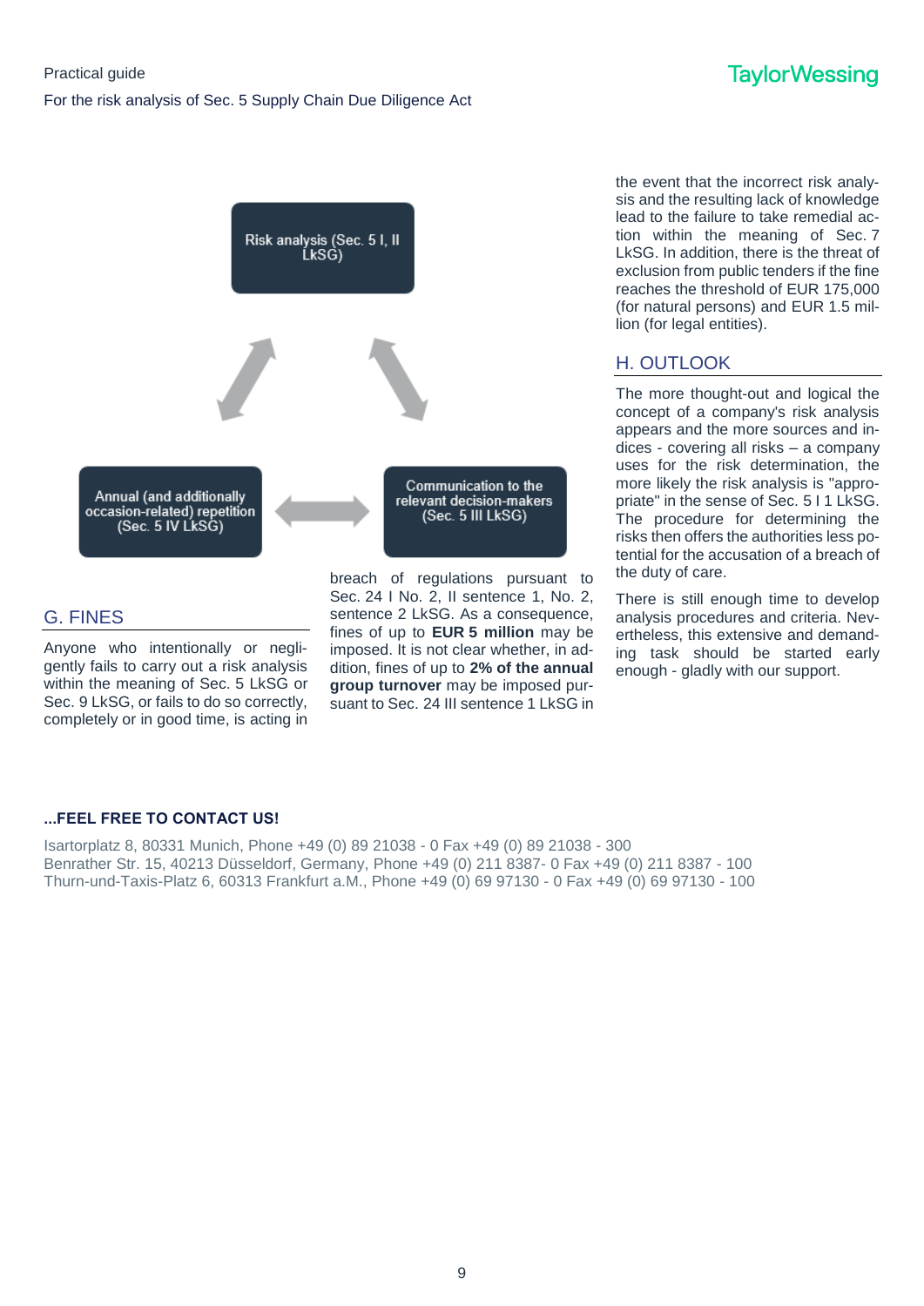Risk analysis (Sec. 5 I, II LkSG)

Annual (and additionally occasion-related) repetition (Sec. 5 IV LkSG)

Communication to the relevant decision-makers (Sec. 5 III LkSG)

## G. FINES

Anyone who intentionally or negligently fails to carry out a risk analysis within the meaning of Sec. 5 LkSG or Sec. 9 LkSG, or fails to do so correctly, completely or in good time, is acting in breach of regulations pursuant to Sec. 24 I No. 2, II sentence 1, No. 2, sentence 2 LkSG. As a consequence, fines of up to **EUR 5 million** may be imposed. It is not clear whether, in addition, fines of up to **2% of the annual group turnover** may be imposed pursuant to Sec. 24 III sentence 1 LkSG in the event that the incorrect risk analysis and the resulting lack of knowledge lead to the failure to take remedial action within the meaning of Sec. 7 LkSG. In addition, there is the threat of exclusion from public tenders if the fine reaches the threshold of EUR 175,000 (for natural persons) and EUR 1.5 million (for legal entities).

## H. OUTLOOK

The more thought-out and logical the concept of a company's risk analysis appears and the more sources and indices - covering all risks – a company uses for the risk determination, the more likely the risk analysis is "appropriate" in the sense of Sec. 5 I 1 LkSG. The procedure for determining the risks then offers the authorities less potential for the accusation of a breach of the duty of care.

There is still enough time to develop analysis procedures and criteria. Nevertheless, this extensive and demanding task should be started early enough - gladly with our support.

**...FEEL FREE TO CONTACT US!**

Isartorplatz 8, 80331 Munich, Phone +49 (0) 89 21038 - 0 Fax +49 (0) 89 21038 - 300
Benrather Str. 15, 40213 Düsseldorf, Germany, Phone +49 (0) 211 8387- 0 Fax +49 (0) 211 8387 - 100
Thurn-und-Taxis-Platz 6, 60313 Frankfurt a.M., Phone +49 (0) 69 97130 - 0 Fax +49 (0) 69 97130 - 100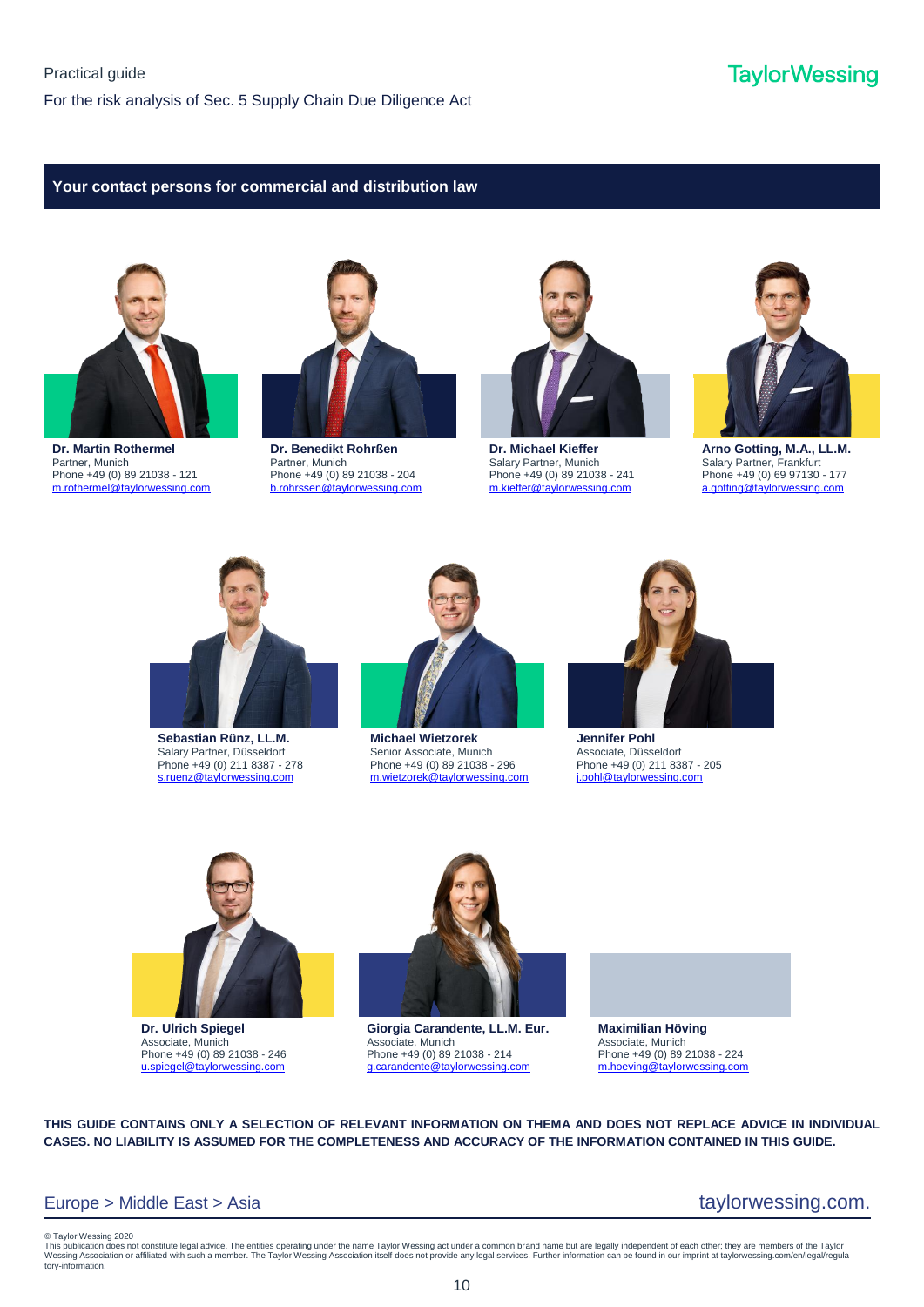## Your contact persons for commercial and distribution law

**Dr. Martin Rothermel**
Partner, Munich
Phone +49 (0) 89 21038 - 121
m.rothermel@taylorwessing.com

**Dr. Benedikt Rohrßen**
Partner, Munich
Phone +49 (0) 89 21038 - 204
b.rohrssen@taylorwessing.com

**Dr. Michael Kieffer**
Salary Partner, Munich
Phone +49 (0) 89 21038 - 241
m.kieffer@taylorwessing.com

**Arno Gotting, M.A., LL.M.**
Salary Partner, Frankfurt
Phone +49 (0) 69 97130 - 177
a.gotting@taylorwessing.com

**Sebastian Rünz, LL.M.**
Salary Partner, Düsseldorf
Phone +49 (0) 211 8387 - 278
s.ruenz@taylorwessing.com

**Michael Wietzorek**
Senior Associate, Munich
Phone +49 (0) 89 21038 - 296
m.wietzorek@taylorwessing.com

**Jennifer Pohl**
Associate, Düsseldorf
Phone +49 (0) 211 8387 - 205
j.pohl@taylorwessing.com

**Dr. Ulrich Spiegel**
Associate, Munich
Phone +49 (0) 89 21038 - 246
u.spiegel@taylorwessing.com

**Giorgia Carandente, LL.M. Eur.**
Associate, Munich
Phone +49 (0) 89 21038 - 214
g.carandente@taylorwessing.com

**Maximilian Höving**
Associate, Munich
Phone +49 (0) 89 21038 - 224
m.hoeving@taylorwessing.com

**THIS GUIDE CONTAINS ONLY A SELECTION OF RELEVANT INFORMATION ON THEMA AND DOES NOT REPLACE ADVICE IN INDIVIDUAL CASES. NO LIABILITY IS ASSUMED FOR THE COMPLETENESS AND ACCURACY OF THE INFORMATION CONTAINED IN THIS GUIDE.**

Europe > Middle East > Asia

taylorwessing.com.

© Taylor Wessing 2020
This publication does not constitute legal advice. The entities operating under the name Taylor Wessing act under a common brand name but are legally independent of each other; they are members of the Taylor Wessing Association or affiliated with such a member. The Taylor Wessing Association itself does not provide any legal services. Further information can be found in our imprint at taylorwessing.com/en/legal/regulatory-information.